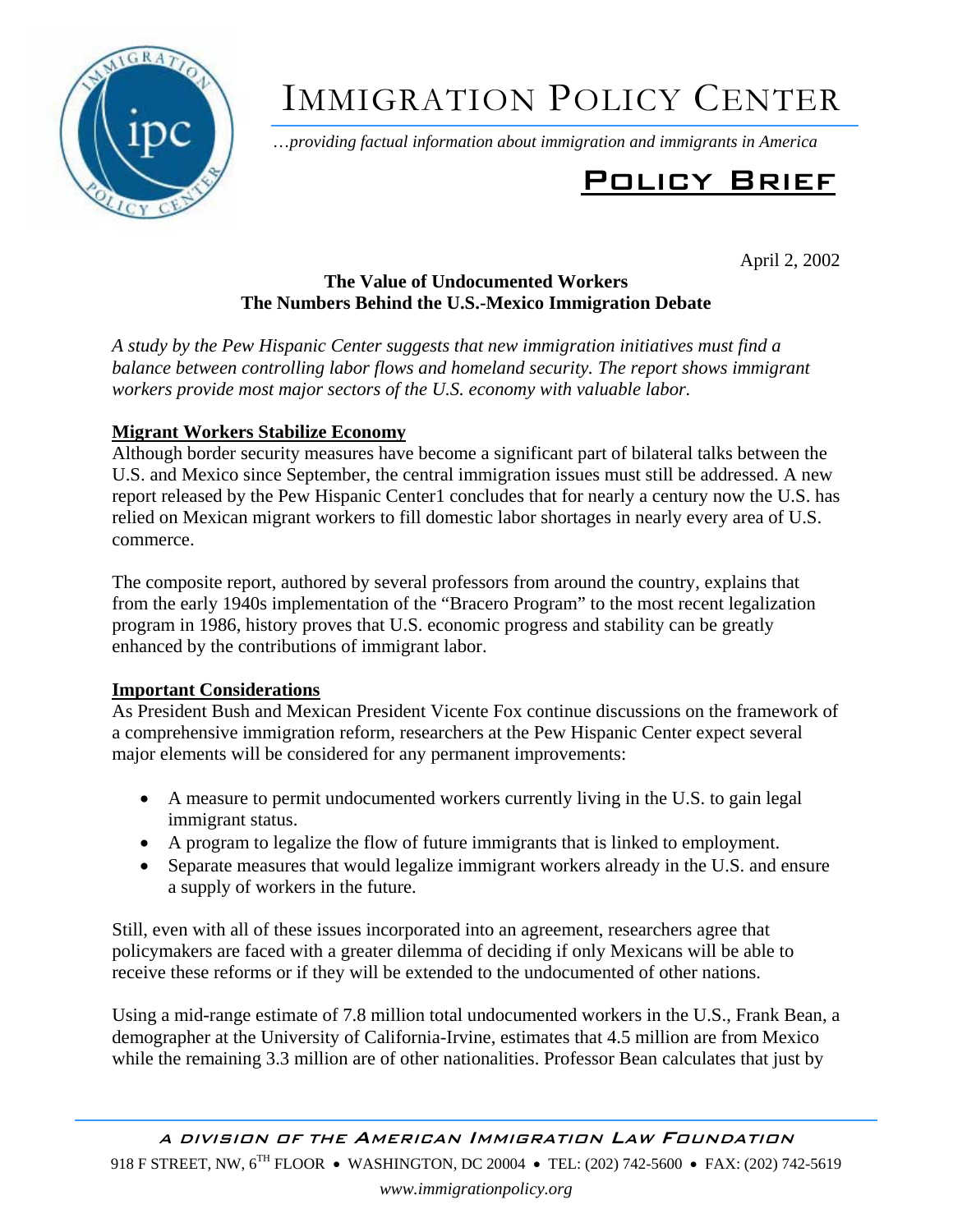# IMMIGRATION POLICY CENTER

*…providing factual information about immigration and immigrants in America*

## Policy Brief

April 2, 2002

**The Value of Undocumented Workers**
**The Numbers Behind the U.S.-Mexico Immigration Debate**

*A study by the Pew Hispanic Center suggests that new immigration initiatives must find a balance between controlling labor flows and homeland security. The report shows immigrant workers provide most major sectors of the U.S. economy with valuable labor.*

### Migrant Workers Stabilize Economy

Although border security measures have become a significant part of bilateral talks between the U.S. and Mexico since September, the central immigration issues must still be addressed. A new report released by the Pew Hispanic Center1 concludes that for nearly a century now the U.S. has relied on Mexican migrant workers to fill domestic labor shortages in nearly every area of U.S. commerce.

The composite report, authored by several professors from around the country, explains that from the early 1940s implementation of the "Bracero Program" to the most recent legalization program in 1986, history proves that U.S. economic progress and stability can be greatly enhanced by the contributions of immigrant labor.

### Important Considerations

As President Bush and Mexican President Vicente Fox continue discussions on the framework of a comprehensive immigration reform, researchers at the Pew Hispanic Center expect several major elements will be considered for any permanent improvements:

- A measure to permit undocumented workers currently living in the U.S. to gain legal immigrant status.
- A program to legalize the flow of future immigrants that is linked to employment.
- Separate measures that would legalize immigrant workers already in the U.S. and ensure a supply of workers in the future.

Still, even with all of these issues incorporated into an agreement, researchers agree that policymakers are faced with a greater dilemma of deciding if only Mexicans will be able to receive these reforms or if they will be extended to the undocumented of other nations.

Using a mid-range estimate of 7.8 million total undocumented workers in the U.S., Frank Bean, a demographer at the University of California-Irvine, estimates that 4.5 million are from Mexico while the remaining 3.3 million are of other nationalities. Professor Bean calculates that just by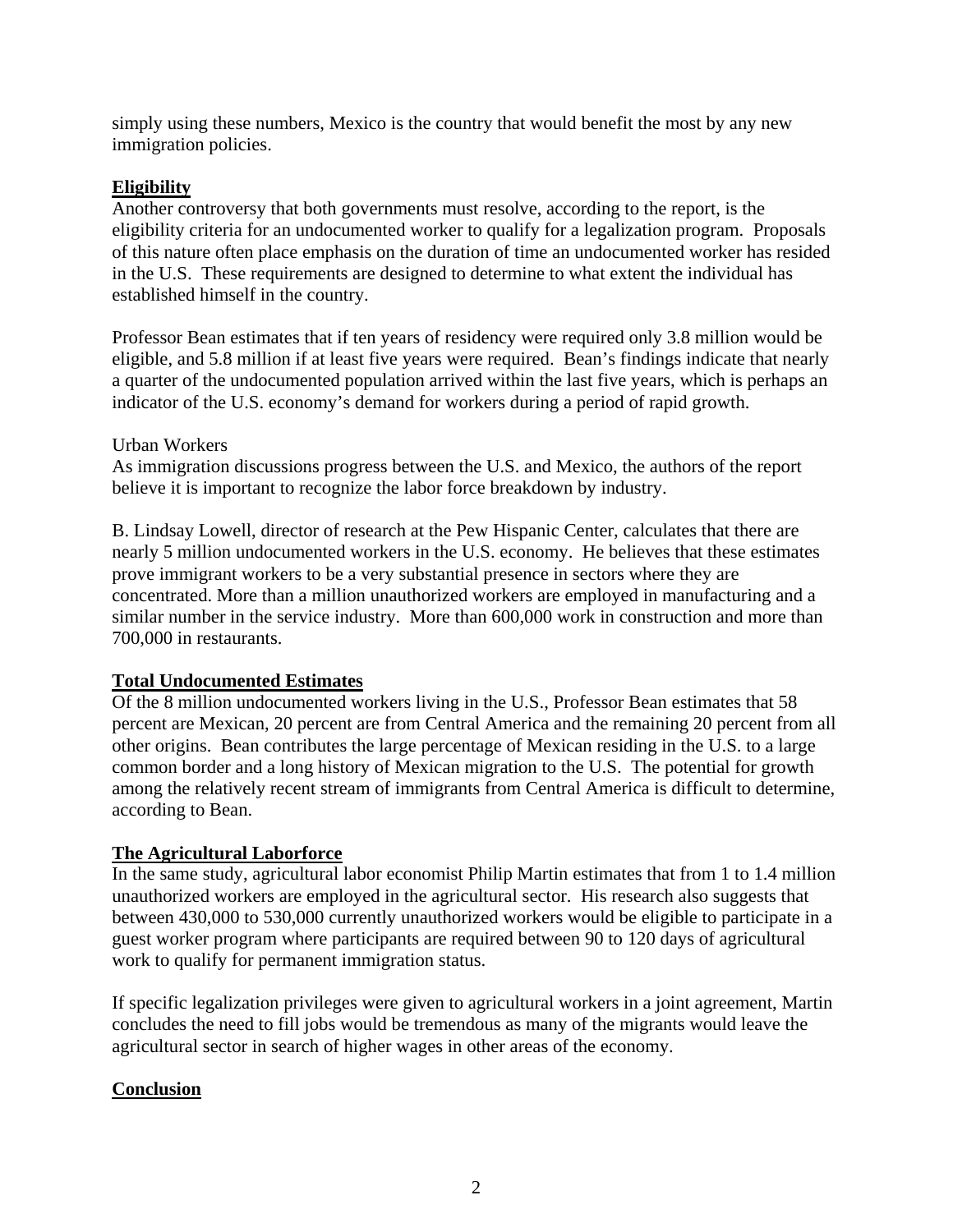simply using these numbers, Mexico is the country that would benefit the most by any new immigration policies.

## Eligibility

Another controversy that both governments must resolve, according to the report, is the eligibility criteria for an undocumented worker to qualify for a legalization program. Proposals of this nature often place emphasis on the duration of time an undocumented worker has resided in the U.S. These requirements are designed to determine to what extent the individual has established himself in the country.

Professor Bean estimates that if ten years of residency were required only 3.8 million would be eligible, and 5.8 million if at least five years were required. Bean's findings indicate that nearly a quarter of the undocumented population arrived within the last five years, which is perhaps an indicator of the U.S. economy's demand for workers during a period of rapid growth.

Urban Workers

As immigration discussions progress between the U.S. and Mexico, the authors of the report believe it is important to recognize the labor force breakdown by industry.

B. Lindsay Lowell, director of research at the Pew Hispanic Center, calculates that there are nearly 5 million undocumented workers in the U.S. economy. He believes that these estimates prove immigrant workers to be a very substantial presence in sectors where they are concentrated. More than a million unauthorized workers are employed in manufacturing and a similar number in the service industry. More than 600,000 work in construction and more than 700,000 in restaurants.

## Total Undocumented Estimates

Of the 8 million undocumented workers living in the U.S., Professor Bean estimates that 58 percent are Mexican, 20 percent are from Central America and the remaining 20 percent from all other origins. Bean contributes the large percentage of Mexican residing in the U.S. to a large common border and a long history of Mexican migration to the U.S. The potential for growth among the relatively recent stream of immigrants from Central America is difficult to determine, according to Bean.

## The Agricultural Laborforce

In the same study, agricultural labor economist Philip Martin estimates that from 1 to 1.4 million unauthorized workers are employed in the agricultural sector. His research also suggests that between 430,000 to 530,000 currently unauthorized workers would be eligible to participate in a guest worker program where participants are required between 90 to 120 days of agricultural work to qualify for permanent immigration status.

If specific legalization privileges were given to agricultural workers in a joint agreement, Martin concludes the need to fill jobs would be tremendous as many of the migrants would leave the agricultural sector in search of higher wages in other areas of the economy.

## Conclusion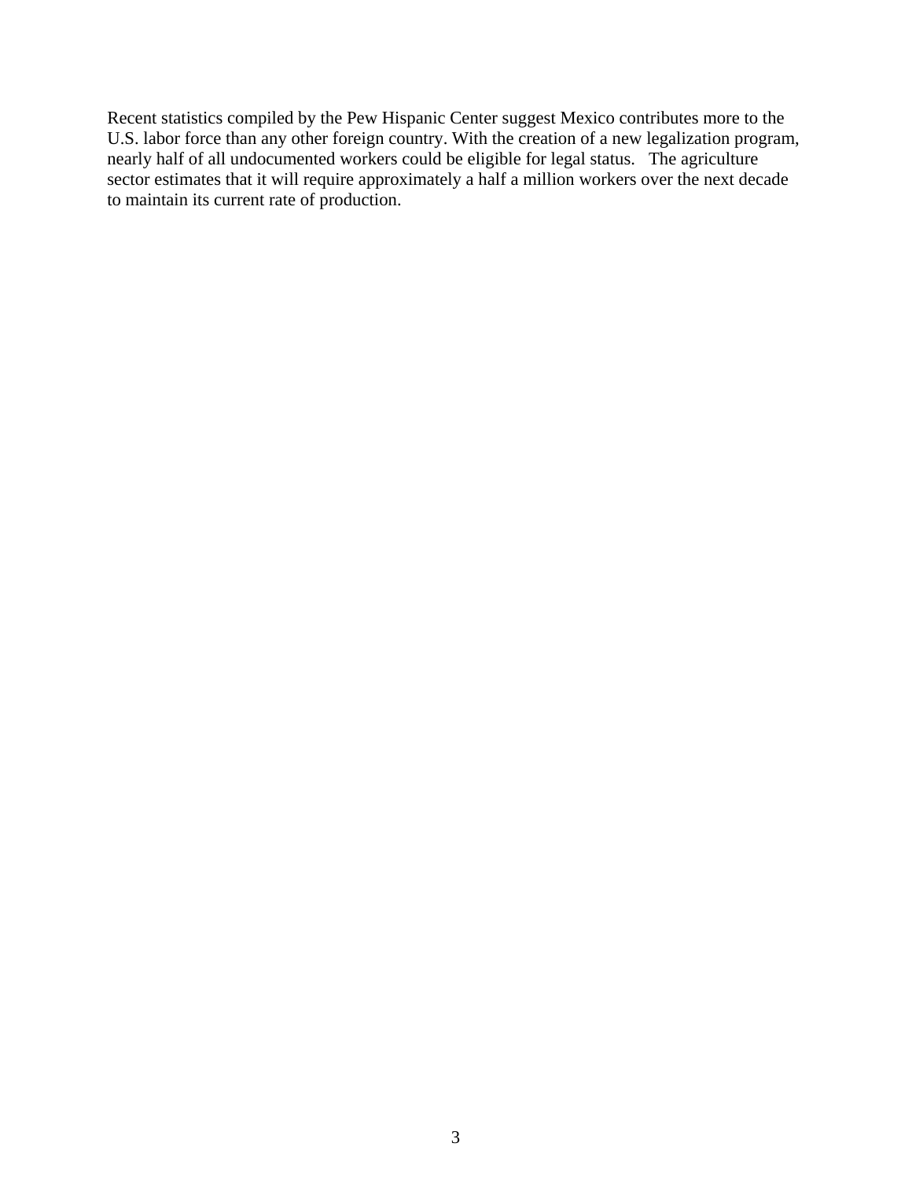Recent statistics compiled by the Pew Hispanic Center suggest Mexico contributes more to the U.S. labor force than any other foreign country. With the creation of a new legalization program, nearly half of all undocumented workers could be eligible for legal status. The agriculture sector estimates that it will require approximately a half a million workers over the next decade to maintain its current rate of production.